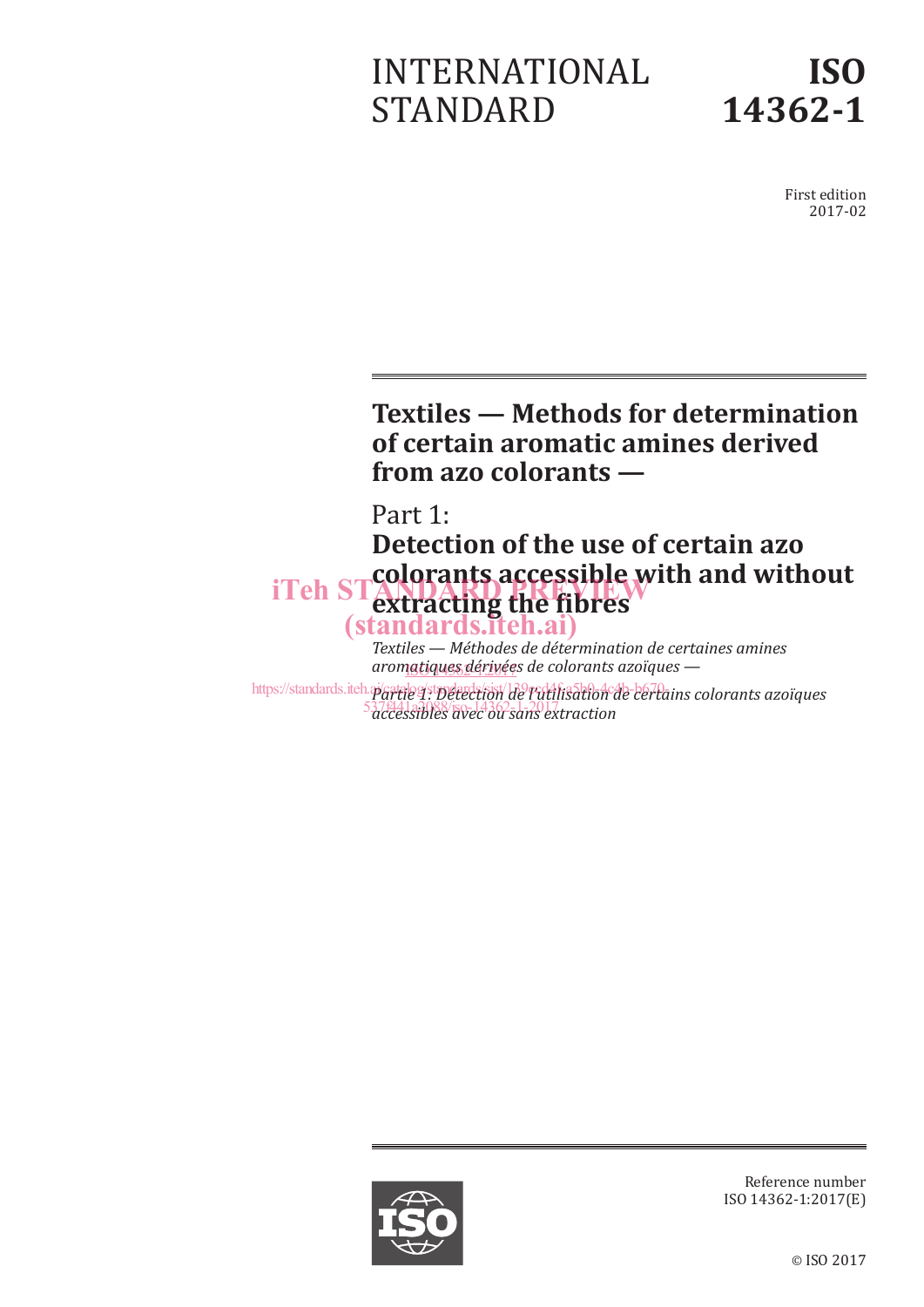# INTERNATIONAL STANDARD

# ISO 14362-1

First edition
2017-02

## Textiles — Methods for determination of certain aromatic amines derived from azo colorants —

## Part 1: Detection of the use of certain azo colorants accessible with and without extracting the fibres

*Textiles — Méthodes de détermination de certaines amines aromatiques dérivées de colorants azoïques —*

*Partie 1: Détection de l'utilisation de certains colorants azoïques accessibles avec ou sans extraction*

Reference number
ISO 14362-1:2017(E)

© ISO 2017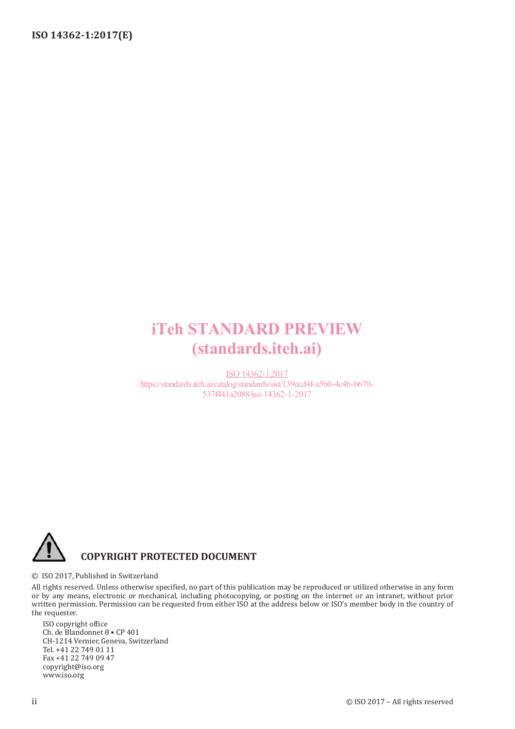iTeh STANDARD PREVIEW
(standards.iteh.ai)

ISO 14362-1:2017
https://standards.iteh.ai/catalog/standards/sist/139ecd4f-a5b0-4c4b-b670-537f441a2088/iso-14362-1-2017

**COPYRIGHT PROTECTED DOCUMENT**

© ISO 2017, Published in Switzerland

All rights reserved. Unless otherwise specified, no part of this publication may be reproduced or utilized otherwise in any form or by any means, electronic or mechanical, including photocopying, or posting on the internet or an intranet, without prior written permission. Permission can be requested from either ISO at the address below or ISO's member body in the country of the requester.

ISO copyright office
Ch. de Blandonnet 8 • CP 401
CH-1214 Vernier, Geneva, Switzerland
Tel. +41 22 749 01 11
Fax +41 22 749 09 47
copyright@iso.org
www.iso.org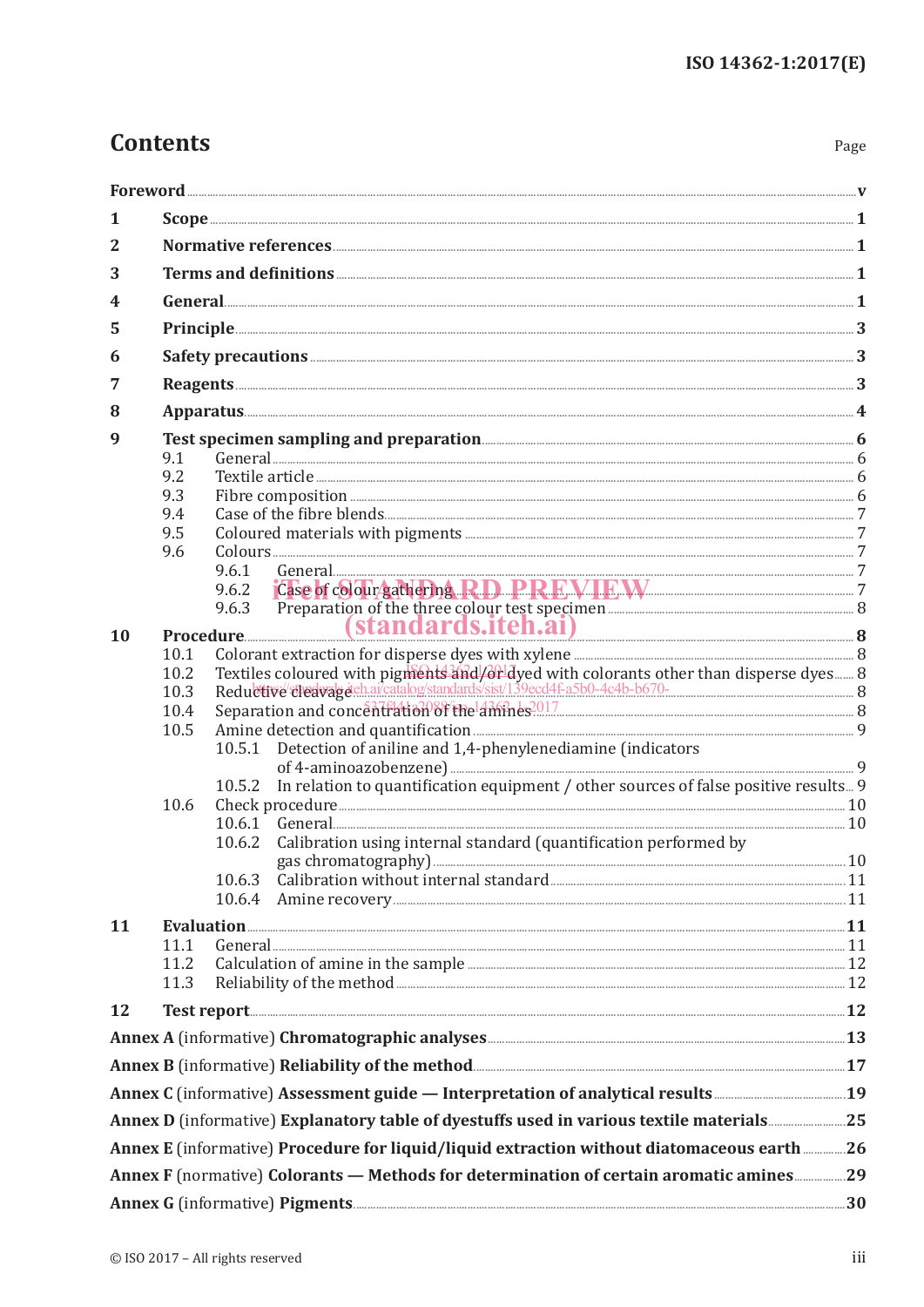# Contents

Page

Foreword ..... v

1 Scope ..... 1

2 Normative references ..... 1

3 Terms and definitions ..... 1

4 General ..... 1

5 Principle ..... 3

6 Safety precautions ..... 3

7 Reagents ..... 3

8 Apparatus ..... 4

9 Test specimen sampling and preparation ..... 6
- 9.1 General ..... 6
- 9.2 Textile article ..... 6
- 9.3 Fibre composition ..... 6
- 9.4 Case of the fibre blends ..... 7
- 9.5 Coloured materials with pigments ..... 7
- 9.6 Colours ..... 7
  - 9.6.1 General ..... 7
  - 9.6.2 Case of colour gathering ..... 7
  - 9.6.3 Preparation of the three colour test specimen ..... 8

10 Procedure ..... 8
- 10.1 Colorant extraction for disperse dyes with xylene ..... 8
- 10.2 Textiles coloured with pigments and/or dyed with colorants other than disperse dyes ..... 8
- 10.3 Reductive cleavage ..... 8
- 10.4 Separation and concentration of the amines ..... 8
- 10.5 Amine detection and quantification ..... 9
  - 10.5.1 Detection of aniline and 1,4-phenylenediamine (indicators of 4-aminoazobenzene) ..... 9
  - 10.5.2 In relation to quantification equipment / other sources of false positive results ..... 9
- 10.6 Check procedure ..... 10
  - 10.6.1 General ..... 10
  - 10.6.2 Calibration using internal standard (quantification performed by gas chromatography) ..... 10
  - 10.6.3 Calibration without internal standard ..... 11
  - 10.6.4 Amine recovery ..... 11

11 Evaluation ..... 11
- 11.1 General ..... 11
- 11.2 Calculation of amine in the sample ..... 12
- 11.3 Reliability of the method ..... 12

12 Test report ..... 12

Annex A (informative) Chromatographic analyses ..... 13

Annex B (informative) Reliability of the method ..... 17

Annex C (informative) Assessment guide — Interpretation of analytical results ..... 19

Annex D (informative) Explanatory table of dyestuffs used in various textile materials ..... 25

Annex E (informative) Procedure for liquid/liquid extraction without diatomaceous earth ..... 26

Annex F (normative) Colorants — Methods for determination of certain aromatic amines ..... 29

Annex G (informative) Pigments ..... 30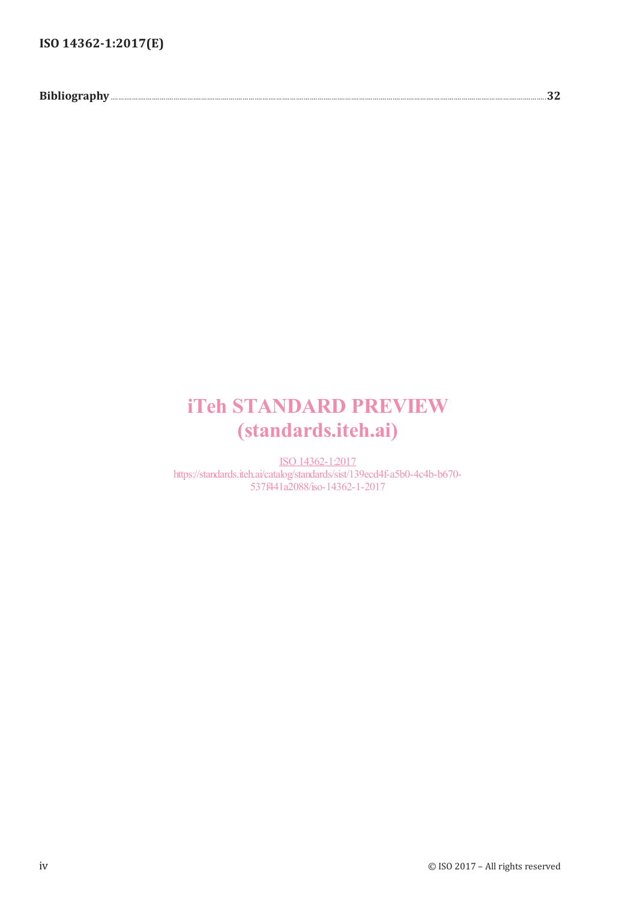**Bibliography** ............................................................................................................................................................................. **32**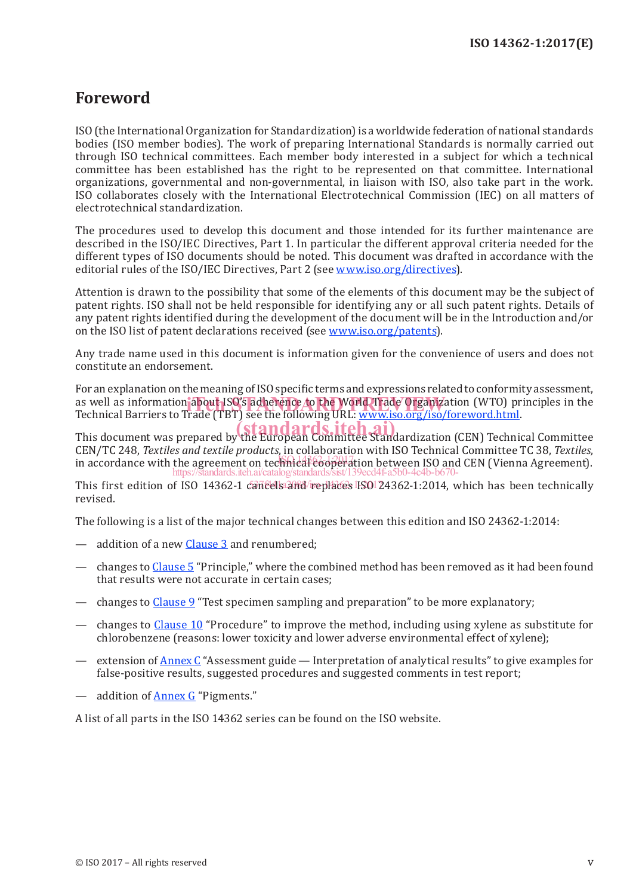# Foreword

ISO (the International Organization for Standardization) is a worldwide federation of national standards bodies (ISO member bodies). The work of preparing International Standards is normally carried out through ISO technical committees. Each member body interested in a subject for which a technical committee has been established has the right to be represented on that committee. International organizations, governmental and non-governmental, in liaison with ISO, also take part in the work. ISO collaborates closely with the International Electrotechnical Commission (IEC) on all matters of electrotechnical standardization.

The procedures used to develop this document and those intended for its further maintenance are described in the ISO/IEC Directives, Part 1. In particular the different approval criteria needed for the different types of ISO documents should be noted. This document was drafted in accordance with the editorial rules of the ISO/IEC Directives, Part 2 (see www.iso.org/directives).

Attention is drawn to the possibility that some of the elements of this document may be the subject of patent rights. ISO shall not be held responsible for identifying any or all such patent rights. Details of any patent rights identified during the development of the document will be in the Introduction and/or on the ISO list of patent declarations received (see www.iso.org/patents).

Any trade name used in this document is information given for the convenience of users and does not constitute an endorsement.

For an explanation on the meaning of ISO specific terms and expressions related to conformity assessment, as well as information about ISO's adherence to the World Trade Organization (WTO) principles in the Technical Barriers to Trade (TBT) see the following URL: www.iso.org/iso/foreword.html.

This document was prepared by the European Committee Standardization (CEN) Technical Committee CEN/TC 248, *Textiles and textile products*, in collaboration with ISO Technical Committee TC 38, *Textiles*, in accordance with the agreement on technical cooperation between ISO and CEN (Vienna Agreement).

This first edition of ISO 14362-1 cancels and replaces ISO 24362-1:2014, which has been technically revised.

The following is a list of the major technical changes between this edition and ISO 24362-1:2014:

— addition of a new Clause 3 and renumbered;

— changes to Clause 5 "Principle," where the combined method has been removed as it had been found that results were not accurate in certain cases;

— changes to Clause 9 "Test specimen sampling and preparation" to be more explanatory;

— changes to Clause 10 "Procedure" to improve the method, including using xylene as substitute for chlorobenzene (reasons: lower toxicity and lower adverse environmental effect of xylene);

— extension of Annex C "Assessment guide — Interpretation of analytical results" to give examples for false-positive results, suggested procedures and suggested comments in test report;

— addition of Annex G "Pigments."

A list of all parts in the ISO 14362 series can be found on the ISO website.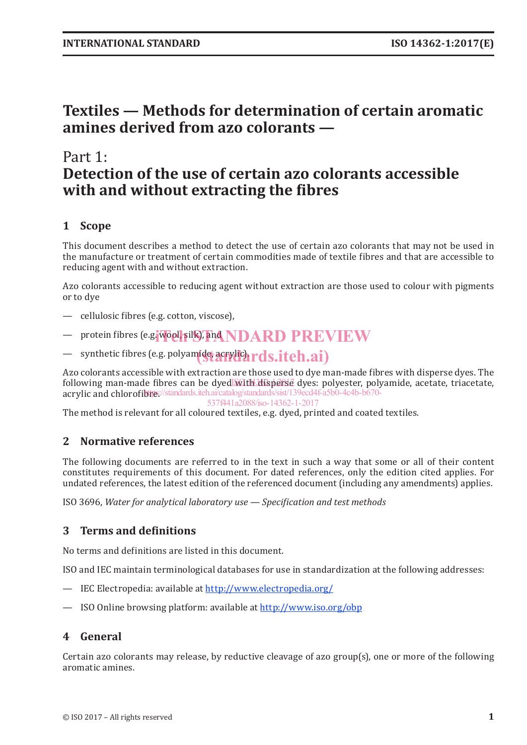# Textiles — Methods for determination of certain aromatic amines derived from azo colorants —

## Part 1: Detection of the use of certain azo colorants accessible with and without extracting the fibres

## 1 Scope

This document describes a method to detect the use of certain azo colorants that may not be used in the manufacture or treatment of certain commodities made of textile fibres and that are accessible to reducing agent with and without extraction.

Azo colorants accessible to reducing agent without extraction are those used to colour with pigments or to dye

- cellulosic fibres (e.g. cotton, viscose),
- protein fibres (e.g. wool, silk), and
- synthetic fibres (e.g. polyamide, acrylic).

Azo colorants accessible with extraction are those used to dye man-made fibres with disperse dyes. The following man-made fibres can be dyed with disperse dyes: polyester, polyamide, acetate, triacetate, acrylic and chlorofibre.

The method is relevant for all coloured textiles, e.g. dyed, printed and coated textiles.

## 2 Normative references

The following documents are referred to in the text in such a way that some or all of their content constitutes requirements of this document. For dated references, only the edition cited applies. For undated references, the latest edition of the referenced document (including any amendments) applies.

ISO 3696, *Water for analytical laboratory use — Specification and test methods*

## 3 Terms and definitions

No terms and definitions are listed in this document.

ISO and IEC maintain terminological databases for use in standardization at the following addresses:

- IEC Electropedia: available at http://www.electropedia.org/
- ISO Online browsing platform: available at http://www.iso.org/obp

## 4 General

Certain azo colorants may release, by reductive cleavage of azo group(s), one or more of the following aromatic amines.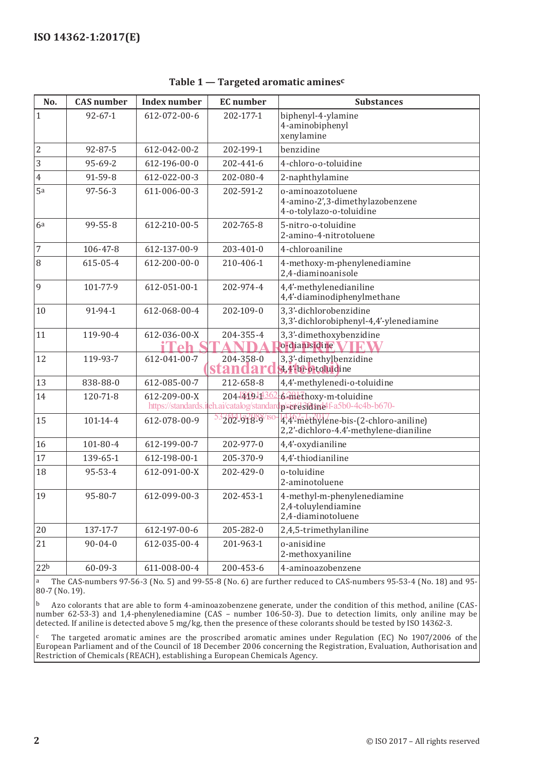**Table 1 — Targeted aromatic amines[c]**

| No. | CAS number | Index number | EC number | Substances |
|---|---|---|---|---|
| 1 | 92-67-1 | 612-072-00-6 | 202-177-1 | biphenyl-4-ylamine<br>4-aminobiphenyl<br>xenylamine |
| 2 | 92-87-5 | 612-042-00-2 | 202-199-1 | benzidine |
| 3 | 95-69-2 | 612-196-00-0 | 202-441-6 | 4-chloro-o-toluidine |
| 4 | 91-59-8 | 612-022-00-3 | 202-080-4 | 2-naphthylamine |
| 5[a] | 97-56-3 | 611-006-00-3 | 202-591-2 | o-aminoazotoluene<br>4-amino-2',3-dimethylazobenzene<br>4-o-tolylazo-o-toluidine |
| 6[a] | 99-55-8 | 612-210-00-5 | 202-765-8 | 5-nitro-o-toluidine<br>2-amino-4-nitrotoluene |
| 7 | 106-47-8 | 612-137-00-9 | 203-401-0 | 4-chloroaniline |
| 8 | 615-05-4 | 612-200-00-0 | 210-406-1 | 4-methoxy-m-phenylenediamine<br>2,4-diaminoanisole |
| 9 | 101-77-9 | 612-051-00-1 | 202-974-4 | 4,4'-methylenedianiline<br>4,4'-diaminodiphenylmethane |
| 10 | 91-94-1 | 612-068-00-4 | 202-109-0 | 3,3'-dichlorobenzidine<br>3,3'-dichlorobiphenyl-4,4'-ylenediamine |
| 11 | 119-90-4 | 612-036-00-X | 204-355-4 | 3,3'-dimethoxybenzidine<br>o-dianisidine |
| 12 | 119-93-7 | 612-041-00-7 | 204-358-0 | 3,3'-dimethylbenzidine<br>4,4'-bi-o-toluidine |
| 13 | 838-88-0 | 612-085-00-7 | 212-658-8 | 4,4'-methylenedi-o-toluidine |
| 14 | 120-71-8 | 612-209-00-X | 204-419-1 | 6-methoxy-m-toluidine<br>p-cresidine |
| 15 | 101-14-4 | 612-078-00-9 | 202-918-9 | 4,4'-methylene-bis-(2-chloro-aniline)<br>2,2'-dichloro-4.4'-methylene-dianiline |
| 16 | 101-80-4 | 612-199-00-7 | 202-977-0 | 4,4'-oxydianiline |
| 17 | 139-65-1 | 612-198-00-1 | 205-370-9 | 4,4'-thiodianiline |
| 18 | 95-53-4 | 612-091-00-X | 202-429-0 | o-toluidine<br>2-aminotoluene |
| 19 | 95-80-7 | 612-099-00-3 | 202-453-1 | 4-methyl-m-phenylenediamine<br>2,4-toluylendiamine<br>2,4-diaminotoluene |
| 20 | 137-17-7 | 612-197-00-6 | 205-282-0 | 2,4,5-trimethylaniline |
| 21 | 90-04-0 | 612-035-00-4 | 201-963-1 | o-anisidine<br>2-methoxyaniline |
| 22[b] | 60-09-3 | 611-008-00-4 | 200-453-6 | 4-aminoazobenzene |

[a] The CAS-numbers 97-56-3 (No. 5) and 99-55-8 (No. 6) are further reduced to CAS-numbers 95-53-4 (No. 18) and 95-80-7 (No. 19).

[b] Azo colorants that are able to form 4-aminoazobenzene generate, under the condition of this method, aniline (CAS-number 62-53-3) and 1,4-phenylenediamine (CAS – number 106-50-3). Due to detection limits, only aniline may be detected. If aniline is detected above 5 mg/kg, then the presence of these colorants should be tested by ISO 14362-3.

[c] The targeted aromatic amines are the proscribed aromatic amines under Regulation (EC) No 1907/2006 of the European Parliament and of the Council of 18 December 2006 concerning the Registration, Evaluation, Authorisation and Restriction of Chemicals (REACH), establishing a European Chemicals Agency.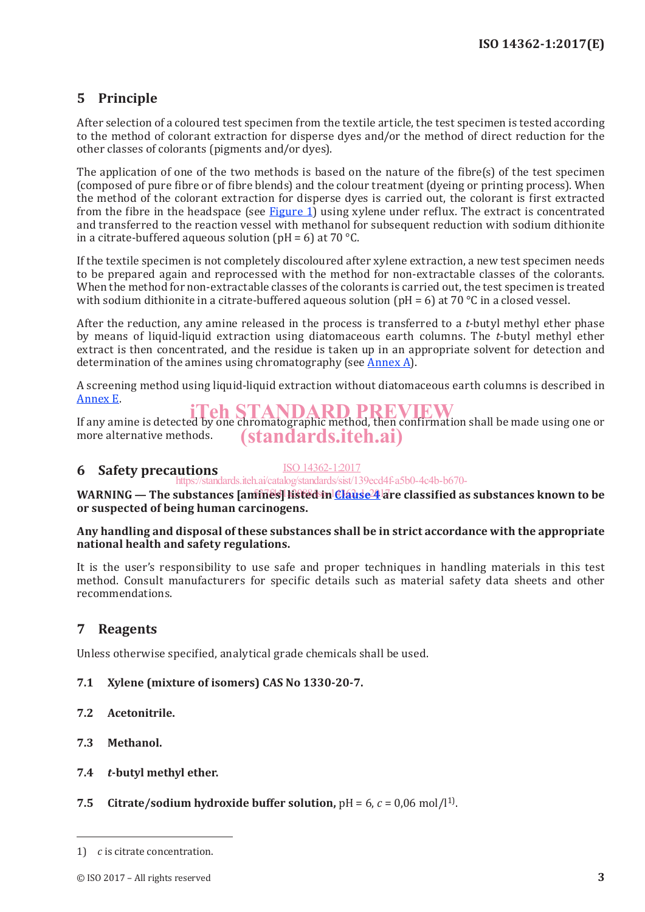## 5 Principle

After selection of a coloured test specimen from the textile article, the test specimen is tested according to the method of colorant extraction for disperse dyes and/or the method of direct reduction for the other classes of colorants (pigments and/or dyes).

The application of one of the two methods is based on the nature of the fibre(s) of the test specimen (composed of pure fibre or of fibre blends) and the colour treatment (dyeing or printing process). When the method of the colorant extraction for disperse dyes is carried out, the colorant is first extracted from the fibre in the headspace (see Figure 1) using xylene under reflux. The extract is concentrated and transferred to the reaction vessel with methanol for subsequent reduction with sodium dithionite in a citrate-buffered aqueous solution (pH = 6) at 70 °C.

If the textile specimen is not completely discoloured after xylene extraction, a new test specimen needs to be prepared again and reprocessed with the method for non-extractable classes of the colorants. When the method for non-extractable classes of the colorants is carried out, the test specimen is treated with sodium dithionite in a citrate-buffered aqueous solution (pH = 6) at 70 °C in a closed vessel.

After the reduction, any amine released in the process is transferred to a *t*-butyl methyl ether phase by means of liquid-liquid extraction using diatomaceous earth columns. The *t*-butyl methyl ether extract is then concentrated, and the residue is taken up in an appropriate solvent for detection and determination of the amines using chromatography (see Annex A).

A screening method using liquid-liquid extraction without diatomaceous earth columns is described in Annex E.

If any amine is detected by one chromatographic method, then confirmation shall be made using one or more alternative methods.

## 6 Safety precautions

**WARNING — The substances [amines] listed in Clause 4 are classified as substances known to be or suspected of being human carcinogens.**

**Any handling and disposal of these substances shall be in strict accordance with the appropriate national health and safety regulations.**

It is the user's responsibility to use safe and proper techniques in handling materials in this test method. Consult manufacturers for specific details such as material safety data sheets and other recommendations.

## 7 Reagents

Unless otherwise specified, analytical grade chemicals shall be used.

**7.1 Xylene (mixture of isomers) CAS No 1330-20-7.**

**7.2 Acetonitrile.**

**7.3 Methanol.**

**7.4 *t*-butyl methyl ether.**

**7.5 Citrate/sodium hydroxide buffer solution,** pH = 6, $c$ = 0,06 mol/l[1].

---

1) $c$ is citrate concentration.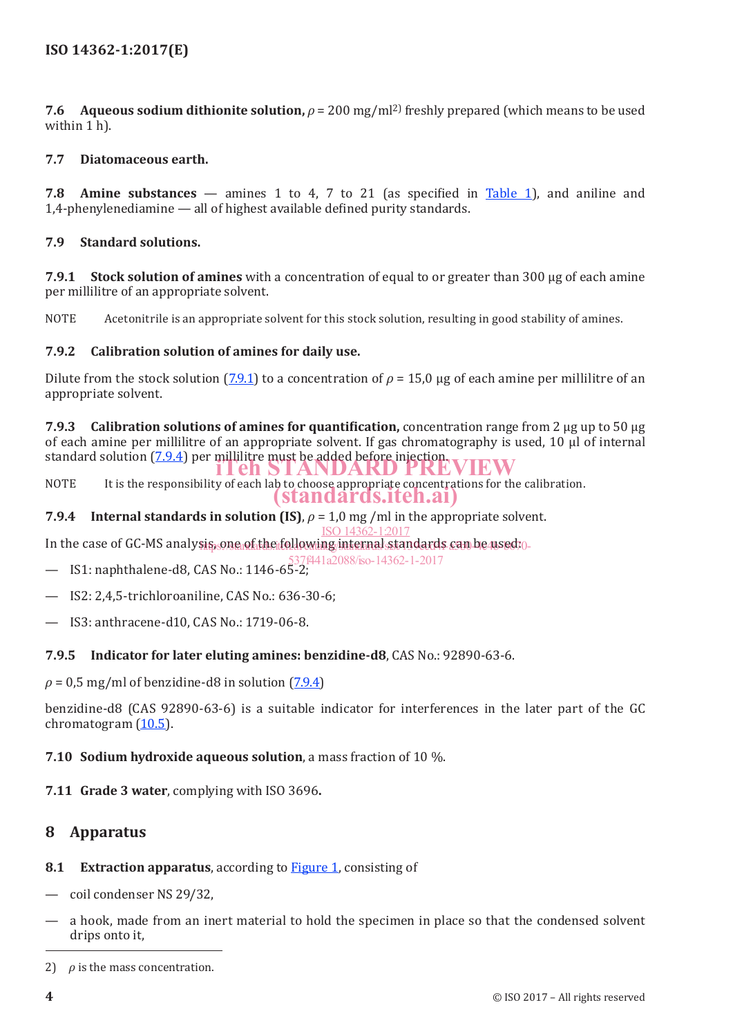**7.6 Aqueous sodium dithionite solution,** $\rho$ = 200 mg/ml[2]) freshly prepared (which means to be used within 1 h).

**7.7 Diatomaceous earth.**

**7.8 Amine substances** — amines 1 to 4, 7 to 21 (as specified in Table 1), and aniline and 1,4-phenylenediamine — all of highest available defined purity standards.

**7.9 Standard solutions.**

**7.9.1 Stock solution of amines** with a concentration of equal to or greater than 300 µg of each amine per millilitre of an appropriate solvent.

NOTE Acetonitrile is an appropriate solvent for this stock solution, resulting in good stability of amines.

**7.9.2 Calibration solution of amines for daily use.**

Dilute from the stock solution (7.9.1) to a concentration of $\rho$ = 15,0 µg of each amine per millilitre of an appropriate solvent.

**7.9.3 Calibration solutions of amines for quantification,** concentration range from 2 µg up to 50 µg of each amine per millilitre of an appropriate solvent. If gas chromatography is used, 10 µl of internal standard solution (7.9.4) per millilitre must be added before injection.

NOTE It is the responsibility of each lab to choose appropriate concentrations for the calibration.

**7.9.4 Internal standards in solution (IS)**, $\rho$ = 1,0 mg /ml in the appropriate solvent.

In the case of GC-MS analysis, one of the following internal standards can be used:

— IS1: naphthalene-d8, CAS No.: 1146-65-2;

— IS2: 2,4,5-trichloroaniline, CAS No.: 636-30-6;

— IS3: anthracene-d10, CAS No.: 1719-06-8.

**7.9.5 Indicator for later eluting amines: benzidine-d8**, CAS No.: 92890-63-6.

$\rho$ = 0,5 mg/ml of benzidine-d8 in solution (7.9.4)

benzidine-d8 (CAS 92890-63-6) is a suitable indicator for interferences in the later part of the GC chromatogram (10.5).

**7.10 Sodium hydroxide aqueous solution**, a mass fraction of 10 %.

**7.11 Grade 3 water**, complying with ISO 3696**.**

## 8 Apparatus

**8.1 Extraction apparatus**, according to Figure 1, consisting of

— coil condenser NS 29/32,

— a hook, made from an inert material to hold the specimen in place so that the condensed solvent drips onto it,

2) $\rho$ is the mass concentration.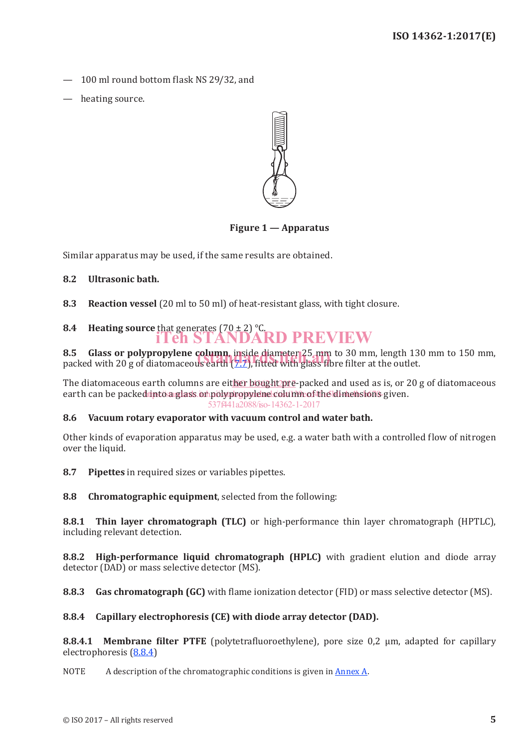— 100 ml round bottom flask NS 29/32, and

— heating source.

Figure 1 — Apparatus

Similar apparatus may be used, if the same results are obtained.

**8.2 Ultrasonic bath.**

**8.3 Reaction vessel** (20 ml to 50 ml) of heat-resistant glass, with tight closure.

**8.4 Heating source** that generates (70 ± 2) °C.

**8.5 Glass or polypropylene column**, inside diameter 25 mm to 30 mm, length 130 mm to 150 mm, packed with 20 g of diatomaceous earth (7.7), fitted with glass fibre filter at the outlet.

The diatomaceous earth columns are either bought pre-packed and used as is, or 20 g of diatomaceous earth can be packed into a glass or polypropylene column of the dimensions given.

**8.6 Vacuum rotary evaporator with vacuum control and water bath.**

Other kinds of evaporation apparatus may be used, e.g. a water bath with a controlled flow of nitrogen over the liquid.

**8.7 Pipettes** in required sizes or variables pipettes.

**8.8 Chromatographic equipment**, selected from the following:

**8.8.1 Thin layer chromatograph (TLC)** or high-performance thin layer chromatograph (HPTLC), including relevant detection.

**8.8.2 High-performance liquid chromatograph (HPLC)** with gradient elution and diode array detector (DAD) or mass selective detector (MS).

**8.8.3 Gas chromatograph (GC)** with flame ionization detector (FID) or mass selective detector (MS).

**8.8.4 Capillary electrophoresis (CE) with diode array detector (DAD).**

**8.8.4.1 Membrane filter PTFE** (polytetrafluoroethylene), pore size 0,2 µm, adapted for capillary electrophoresis (8.8.4)

NOTE A description of the chromatographic conditions is given in Annex A.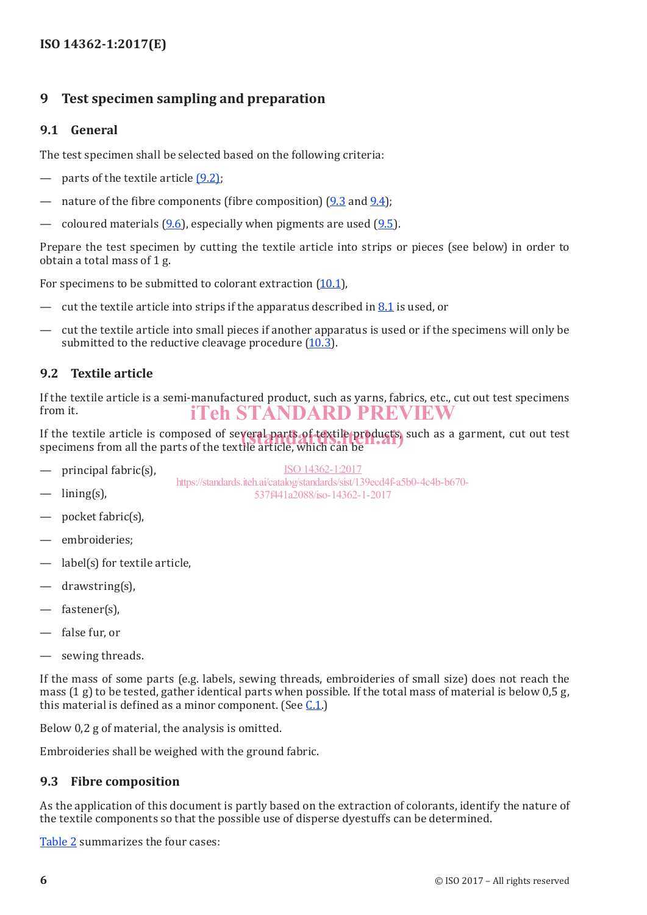## 9 Test specimen sampling and preparation

### 9.1 General

The test specimen shall be selected based on the following criteria:

— parts of the textile article (9.2);

— nature of the fibre components (fibre composition) (9.3 and 9.4);

— coloured materials (9.6), especially when pigments are used (9.5).

Prepare the test specimen by cutting the textile article into strips or pieces (see below) in order to obtain a total mass of 1 g.

For specimens to be submitted to colorant extraction (10.1),

— cut the textile article into strips if the apparatus described in 8.1 is used, or

— cut the textile article into small pieces if another apparatus is used or if the specimens will only be submitted to the reductive cleavage procedure (10.3).

### 9.2 Textile article

If the textile article is a semi-manufactured product, such as yarns, fabrics, etc., cut out test specimens from it.

If the textile article is composed of several parts of textile products, such as a garment, cut out test specimens from all the parts of the textile article, which can be

— principal fabric(s),

— lining(s),

— pocket fabric(s),

— embroideries;

— label(s) for textile article,

— drawstring(s),

— fastener(s),

— false fur, or

— sewing threads.

If the mass of some parts (e.g. labels, sewing threads, embroideries of small size) does not reach the mass (1 g) to be tested, gather identical parts when possible. If the total mass of material is below 0,5 g, this material is defined as a minor component. (See C.1.)

Below 0,2 g of material, the analysis is omitted.

Embroideries shall be weighed with the ground fabric.

### 9.3 Fibre composition

As the application of this document is partly based on the extraction of colorants, identify the nature of the textile components so that the possible use of disperse dyestuffs can be determined.

Table 2 summarizes the four cases: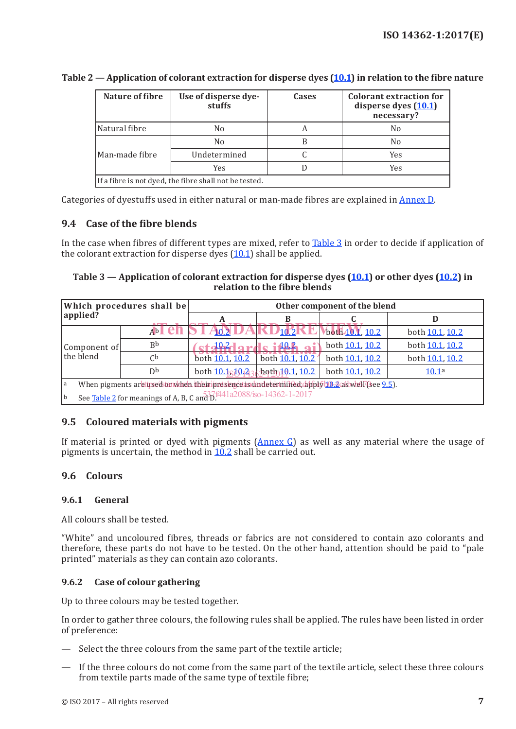**Table 2 — Application of colorant extraction for disperse dyes (10.1) in relation to the fibre nature**

| Nature of fibre | Use of disperse dye-stuffs | Cases | Colorant extraction for disperse dyes (10.1) necessary? |
|---|---|---|---|
| Natural fibre | No | A | No |
| Man-made fibre | No | B | No |
| | Undetermined | C | Yes |
| | Yes | D | Yes |
| If a fibre is not dyed, the fibre shall not be tested. | | | |

Categories of dyestuffs used in either natural or man-made fibres are explained in Annex D.

## 9.4 Case of the fibre blends

In the case when fibres of different types are mixed, refer to Table 3 in order to decide if application of the colorant extraction for disperse dyes (10.1) shall be applied.

**Table 3 — Application of colorant extraction for disperse dyes (10.1) or other dyes (10.2) in relation to the fibre blends**

| Which procedures shall be applied? | | Other component of the blend | | | |
|---|---|---|---|---|---|
| | | A | B | C | D |
| Component of the blend | A[b] | 10.2 | 10.2 | both 10.1, 10.2 | both 10.1, 10.2 |
| | B[b] | 10.2 | 10.2 | both 10.1, 10.2 | both 10.1, 10.2 |
| | C[b] | both 10.1, 10.2 | both 10.1, 10.2 | both 10.1, 10.2 | both 10.1, 10.2 |
| | D[b] | both 10.1, 10.2 | both 10.1, 10.2 | both 10.1, 10.2 | 10.1[a] |

[a] When pigments are used or when their presence is undetermined, apply 10.2 as well (see 9.5).

[b] See Table 2 for meanings of A, B, C and D.

## 9.5 Coloured materials with pigments

If material is printed or dyed with pigments (Annex G) as well as any material where the usage of pigments is uncertain, the method in 10.2 shall be carried out.

## 9.6 Colours

### 9.6.1 General

All colours shall be tested.

"White" and uncoloured fibres, threads or fabrics are not considered to contain azo colorants and therefore, these parts do not have to be tested. On the other hand, attention should be paid to "pale printed" materials as they can contain azo colorants.

### 9.6.2 Case of colour gathering

Up to three colours may be tested together.

In order to gather three colours, the following rules shall be applied. The rules have been listed in order of preference:

— Select the three colours from the same part of the textile article;

— If the three colours do not come from the same part of the textile article, select these three colours from textile parts made of the same type of textile fibre;